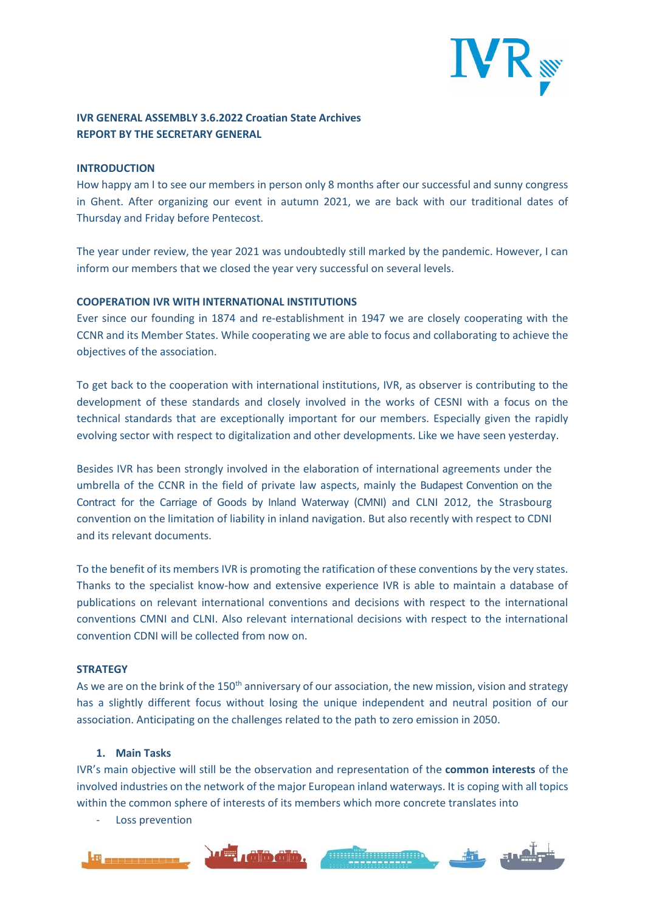**IVR GENERAL ASSEMBLY 3.6.2022 Croatian State Archives**
**REPORT BY THE SECRETARY GENERAL**

## INTRODUCTION

How happy am I to see our members in person only 8 months after our successful and sunny congress in Ghent. After organizing our event in autumn 2021, we are back with our traditional dates of Thursday and Friday before Pentecost.

The year under review, the year 2021 was undoubtedly still marked by the pandemic. However, I can inform our members that we closed the year very successful on several levels.

## COOPERATION IVR WITH INTERNATIONAL INSTITUTIONS

Ever since our founding in 1874 and re-establishment in 1947 we are closely cooperating with the CCNR and its Member States. While cooperating we are able to focus and collaborating to achieve the objectives of the association.

To get back to the cooperation with international institutions, IVR, as observer is contributing to the development of these standards and closely involved in the works of CESNI with a focus on the technical standards that are exceptionally important for our members. Especially given the rapidly evolving sector with respect to digitalization and other developments. Like we have seen yesterday.

Besides IVR has been strongly involved in the elaboration of international agreements under the umbrella of the CCNR in the field of private law aspects, mainly the Budapest Convention on the Contract for the Carriage of Goods by Inland Waterway (CMNI) and CLNI 2012, the Strasbourg convention on the limitation of liability in inland navigation. But also recently with respect to CDNI and its relevant documents.

To the benefit of its members IVR is promoting the ratification of these conventions by the very states. Thanks to the specialist know-how and extensive experience IVR is able to maintain a database of publications on relevant international conventions and decisions with respect to the international conventions CMNI and CLNI. Also relevant international decisions with respect to the international convention CDNI will be collected from now on.

## STRATEGY

As we are on the brink of the 150th anniversary of our association, the new mission, vision and strategy has a slightly different focus without losing the unique independent and neutral position of our association. Anticipating on the challenges related to the path to zero emission in 2050.

### 1. Main Tasks

IVR's main objective will still be the observation and representation of the **common interests** of the involved industries on the network of the major European inland waterways. It is coping with all topics within the common sphere of interests of its members which more concrete translates into

- Loss prevention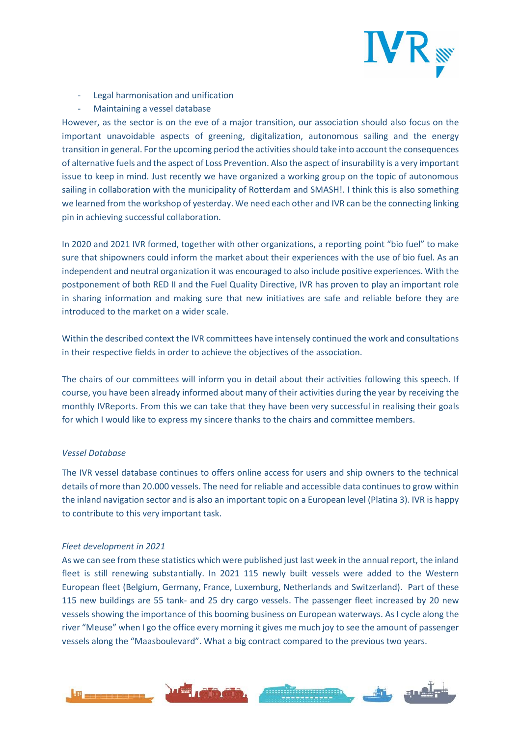- Legal harmonisation and unification
- Maintaining a vessel database

However, as the sector is on the eve of a major transition, our association should also focus on the important unavoidable aspects of greening, digitalization, autonomous sailing and the energy transition in general. For the upcoming period the activities should take into account the consequences of alternative fuels and the aspect of Loss Prevention. Also the aspect of insurability is a very important issue to keep in mind. Just recently we have organized a working group on the topic of autonomous sailing in collaboration with the municipality of Rotterdam and SMASH!. I think this is also something we learned from the workshop of yesterday. We need each other and IVR can be the connecting linking pin in achieving successful collaboration.

In 2020 and 2021 IVR formed, together with other organizations, a reporting point "bio fuel" to make sure that shipowners could inform the market about their experiences with the use of bio fuel. As an independent and neutral organization it was encouraged to also include positive experiences. With the postponement of both RED II and the Fuel Quality Directive, IVR has proven to play an important role in sharing information and making sure that new initiatives are safe and reliable before they are introduced to the market on a wider scale.

Within the described context the IVR committees have intensely continued the work and consultations in their respective fields in order to achieve the objectives of the association.

The chairs of our committees will inform you in detail about their activities following this speech. If course, you have been already informed about many of their activities during the year by receiving the monthly IVReports. From this we can take that they have been very successful in realising their goals for which I would like to express my sincere thanks to the chairs and committee members.

*Vessel Database*

The IVR vessel database continues to offers online access for users and ship owners to the technical details of more than 20.000 vessels. The need for reliable and accessible data continues to grow within the inland navigation sector and is also an important topic on a European level (Platina 3). IVR is happy to contribute to this very important task.

*Fleet development in 2021*

As we can see from these statistics which were published just last week in the annual report, the inland fleet is still renewing substantially. In 2021 115 newly built vessels were added to the Western European fleet (Belgium, Germany, France, Luxemburg, Netherlands and Switzerland). Part of these 115 new buildings are 55 tank- and 25 dry cargo vessels. The passenger fleet increased by 20 new vessels showing the importance of this booming business on European waterways. As I cycle along the river "Meuse" when I go the office every morning it gives me much joy to see the amount of passenger vessels along the "Maasboulevard". What a big contract compared to the previous two years.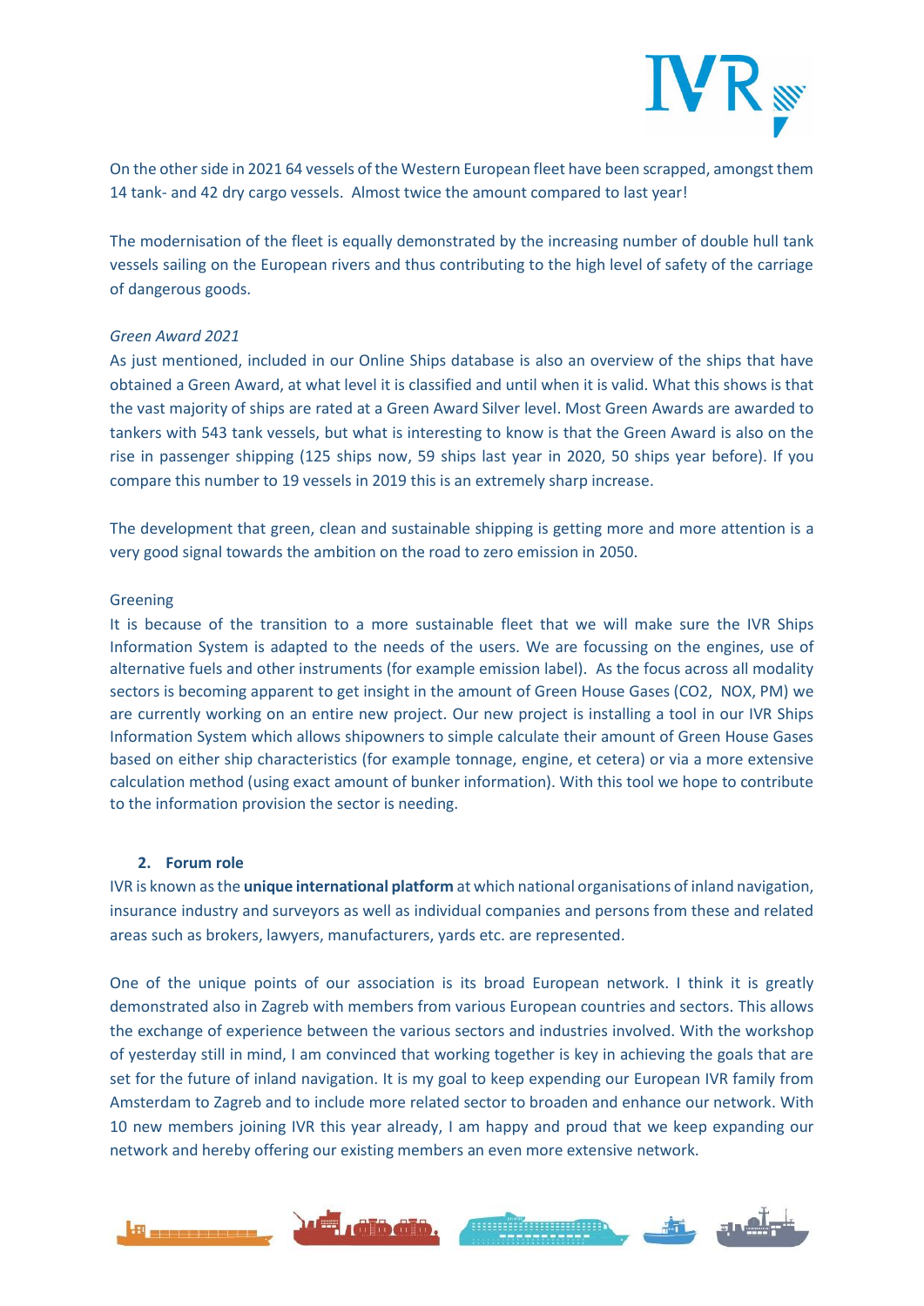On the other side in 2021 64 vessels of the Western European fleet have been scrapped, amongst them 14 tank- and 42 dry cargo vessels. Almost twice the amount compared to last year!

The modernisation of the fleet is equally demonstrated by the increasing number of double hull tank vessels sailing on the European rivers and thus contributing to the high level of safety of the carriage of dangerous goods.

*Green Award 2021*

As just mentioned, included in our Online Ships database is also an overview of the ships that have obtained a Green Award, at what level it is classified and until when it is valid. What this shows is that the vast majority of ships are rated at a Green Award Silver level. Most Green Awards are awarded to tankers with 543 tank vessels, but what is interesting to know is that the Green Award is also on the rise in passenger shipping (125 ships now, 59 ships last year in 2020, 50 ships year before). If you compare this number to 19 vessels in 2019 this is an extremely sharp increase.

The development that green, clean and sustainable shipping is getting more and more attention is a very good signal towards the ambition on the road to zero emission in 2050.

Greening

It is because of the transition to a more sustainable fleet that we will make sure the IVR Ships Information System is adapted to the needs of the users. We are focussing on the engines, use of alternative fuels and other instruments (for example emission label). As the focus across all modality sectors is becoming apparent to get insight in the amount of Green House Gases ($CO_2$, NOX, PM) we are currently working on an entire new project. Our new project is installing a tool in our IVR Ships Information System which allows shipowners to simple calculate their amount of Green House Gases based on either ship characteristics (for example tonnage, engine, et cetera) or via a more extensive calculation method (using exact amount of bunker information). With this tool we hope to contribute to the information provision the sector is needing.

## 2. Forum role

IVR is known as the **unique international platform** at which national organisations of inland navigation, insurance industry and surveyors as well as individual companies and persons from these and related areas such as brokers, lawyers, manufacturers, yards etc. are represented.

One of the unique points of our association is its broad European network. I think it is greatly demonstrated also in Zagreb with members from various European countries and sectors. This allows the exchange of experience between the various sectors and industries involved. With the workshop of yesterday still in mind, I am convinced that working together is key in achieving the goals that are set for the future of inland navigation. It is my goal to keep expending our European IVR family from Amsterdam to Zagreb and to include more related sector to broaden and enhance our network. With 10 new members joining IVR this year already, I am happy and proud that we keep expanding our network and hereby offering our existing members an even more extensive network.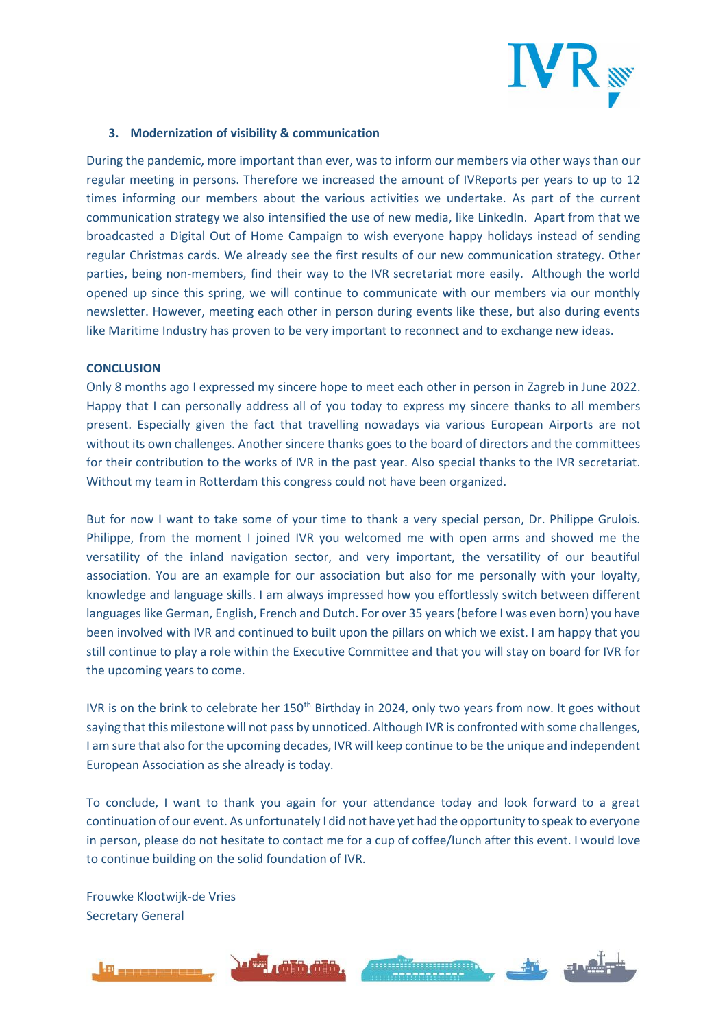### 3. Modernization of visibility & communication

During the pandemic, more important than ever, was to inform our members via other ways than our regular meeting in persons. Therefore we increased the amount of IVReports per years to up to 12 times informing our members about the various activities we undertake. As part of the current communication strategy we also intensified the use of new media, like LinkedIn. Apart from that we broadcasted a Digital Out of Home Campaign to wish everyone happy holidays instead of sending regular Christmas cards. We already see the first results of our new communication strategy. Other parties, being non-members, find their way to the IVR secretariat more easily. Although the world opened up since this spring, we will continue to communicate with our members via our monthly newsletter. However, meeting each other in person during events like these, but also during events like Maritime Industry has proven to be very important to reconnect and to exchange new ideas.

**CONCLUSION**

Only 8 months ago I expressed my sincere hope to meet each other in person in Zagreb in June 2022. Happy that I can personally address all of you today to express my sincere thanks to all members present. Especially given the fact that travelling nowadays via various European Airports are not without its own challenges. Another sincere thanks goes to the board of directors and the committees for their contribution to the works of IVR in the past year. Also special thanks to the IVR secretariat. Without my team in Rotterdam this congress could not have been organized.

But for now I want to take some of your time to thank a very special person, Dr. Philippe Grulois. Philippe, from the moment I joined IVR you welcomed me with open arms and showed me the versatility of the inland navigation sector, and very important, the versatility of our beautiful association. You are an example for our association but also for me personally with your loyalty, knowledge and language skills. I am always impressed how you effortlessly switch between different languages like German, English, French and Dutch. For over 35 years (before I was even born) you have been involved with IVR and continued to built upon the pillars on which we exist. I am happy that you still continue to play a role within the Executive Committee and that you will stay on board for IVR for the upcoming years to come.

IVR is on the brink to celebrate her 150th Birthday in 2024, only two years from now. It goes without saying that this milestone will not pass by unnoticed. Although IVR is confronted with some challenges, I am sure that also for the upcoming decades, IVR will keep continue to be the unique and independent European Association as she already is today.

To conclude, I want to thank you again for your attendance today and look forward to a great continuation of our event. As unfortunately I did not have yet had the opportunity to speak to everyone in person, please do not hesitate to contact me for a cup of coffee/lunch after this event. I would love to continue building on the solid foundation of IVR.

Frouwke Klootwijk-de Vries
Secretary General